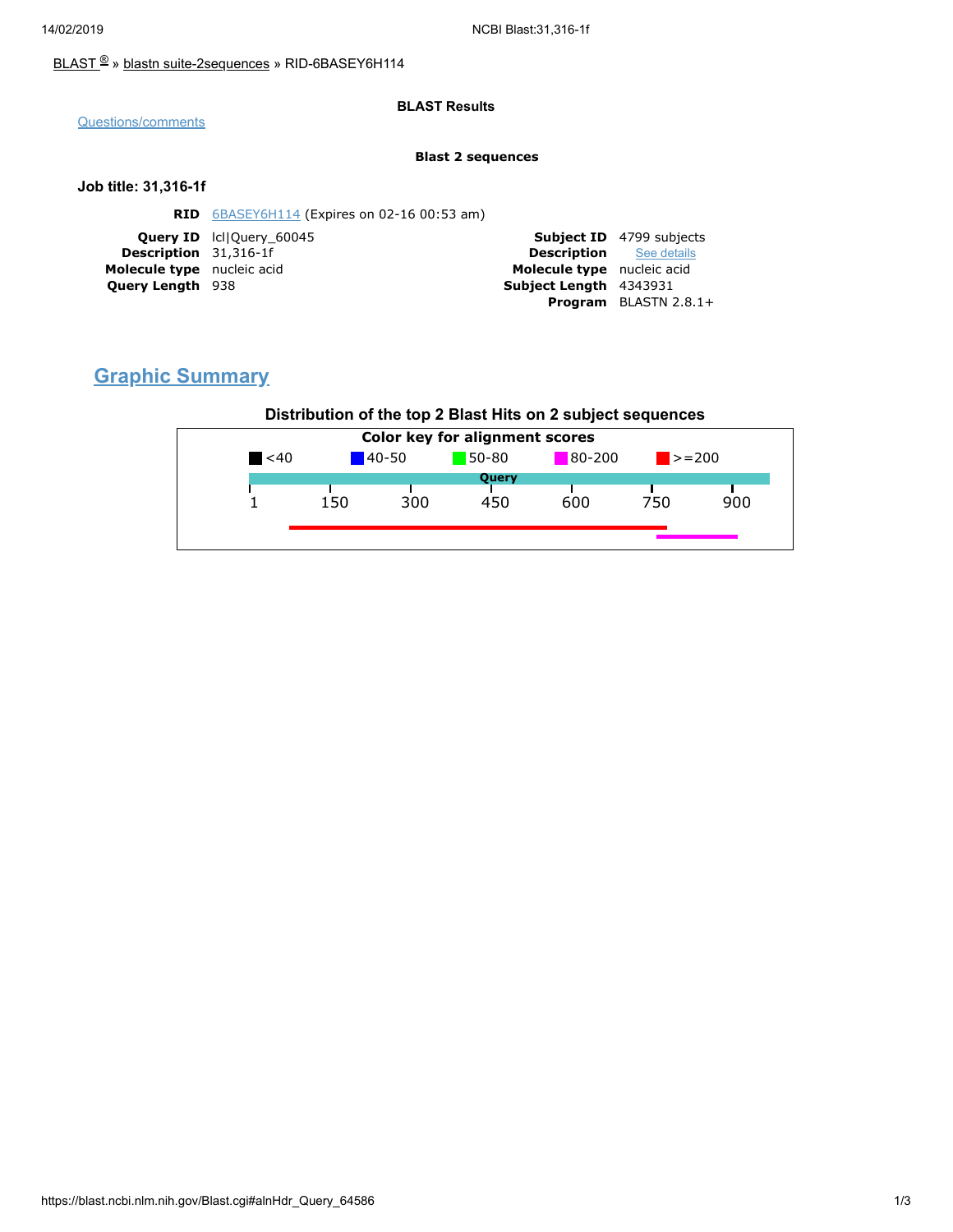BLAST ® » blastn suite-2sequences » RID-6BASEY6H114

Questions/comments

**BLAST Results**

**Blast 2 sequences**

**Job title: 31,316-1f**

| | |
|---|---|
| **RID** | 6BASEY6H114 (Expires on 02-16 00:53 am) |

| | | | |
|---|---|---|---|
| **Query ID** | lcl\|Query_60045 | **Subject ID** | 4799 subjects |
| **Description** | 31,316-1f | **Description** | See details |
| **Molecule type** | nucleic acid | **Molecule type** | nucleic acid |
| **Query Length** | 938 | **Subject Length** | 4343931 |
| | | **Program** | BLASTN 2.8.1+ |

## Graphic Summary

**Distribution of the top 2 Blast Hits on 2 subject sequences**

**Color key for alignment scores**

<40 | 40-50 | 50-80 | 80-200 | >=200

Query

1 150 300 450 600 750 900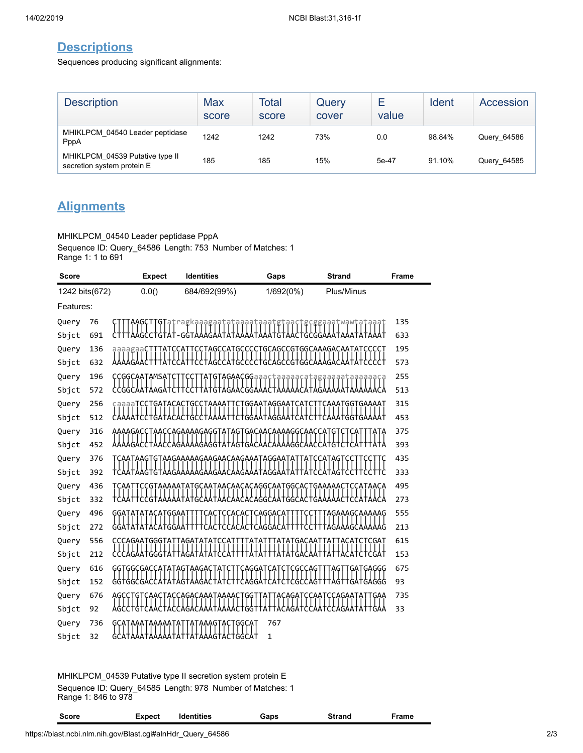## Descriptions

Sequences producing significant alignments:

| Description | Max score | Total score | Query cover | E value | Ident | Accession |
| --- | --- | --- | --- | --- | --- | --- |
| MHIKLPCM_04540 Leader peptidase PppA | 1242 | 1242 | 73% | 0.0 | 98.84% | Query_64586 |
| MHIKLPCM_04539 Putative type II secretion system protein E | 185 | 185 | 15% | 5e-47 | 91.10% | Query_64585 |

## Alignments

MHIKLPCM_04540 Leader peptidase PppA
Sequence ID: Query_64586 Length: 753 Number of Matches: 1
Range 1: 1 to 691

| Score | Expect | Identities | Gaps | Strand | Frame |
| --- | --- | --- | --- | --- | --- |
| 1242 bits(672) | 0.0() | 684/692(99%) | 1/692(0%) | Plus/Minus | |

Features:

```
Query  76   CTTTAAGCTTGTatragkaaagaatataaaataaatgtaactgcggaaatwawtataaat  135
Sbjct  691  CTTTAAGCCTGTAT-GGTAAAGAATATAAAATAAATGTAACTGCGGAAATAAATATAAAT  633
Query  136  aaaagaaCTTTATCCATTCCTAGCCATGCCCCTGCAGCCGTGGCAAAGACAATATCCCCT  195
Sbjct  632  AAAAGAACTTTATCCATTCCTAGCCATGCCCCTGCAGCCGTGGCAAAGACAATATCCCCT  573
Query  196  CCGGCAATAMSATCTTCCTTATGTAGAACGGaaactaaaaacatagaaaaataaaaaaca  255
Sbjct  572  CCGGCAATAAGATCTTCCTTATGTAGAACGGAAACTAAAAACATAGAAAAATAAAAAACA  513
Query  256  caaaaTCCTGATACACTGCCTAAAATTCTGGAATAGGAATCATCTTCAAATGGTGAAAAT  315
Sbjct  512  CAAAATCCTGATACACTGCCTAAAATTCTGGAATAGGAATCATCTTCAAATGGTGAAAAT  453
Query  316  AAAAGACCTAACCAGAAAAGAGGTATAGTGACAACAAAAGGCAACCATGTCTCATTTATA  375
Sbjct  452  AAAAGACCTAACCAGAAAAGAGGTATAGTGACAACAAAAGGCAACCATGTCTCATTTATA  393
Query  376  TCAATAAGTGTAAGAAAAAGAAGAACAAGAAATAGGAATATTATCCATAGTCCTTCCTTC  435
Sbjct  392  TCAATAAGTGTAAGAAAAAGAAGAACAAGAAATAGGAATATTATCCATAGTCCTTCCTTC  333
Query  436  TCAATTCCGTAAAAATATGCAATAACAACACAGGCAATGGCACTGAAAAACTCCATAACA  495
Sbjct  332  TCAATTCCGTAAAAATATGCAATAACAACACAGGCAATGGCACTGAAAAACTCCATAACA  273
Query  496  GGATATATACATGGAATTTTCACTCCACACTCAGGACATTTTCCTTTAGAAAGCAAAAAG  555
Sbjct  272  GGATATATACATGGAATTTTCACTCCACACTCAGGACATTTTCCTTTAGAAAGCAAAAAG  213
Query  556  CCCAGAATGGGTATTAGATATATCCATTTTATATTTATATGACAATTATTACATCTCGAT  615
Sbjct  212  CCCAGAATGGGTATTAGATATATCCATTTTATATTTATATGACAATTATTACATCTCGAT  153
Query  616  GGTGGCGACCATATAGTAAGACTATCTTCAGGATCATCTCGCCAGTTTAGTTGATGAGGG  675
Sbjct  152  GGTGGCGACCATATAGTAAGACTATCTTCAGGATCATCTCGCCAGTTTAGTTGATGAGGG  93
Query  676  AGCCTGTCAACTACCAGACAAATAAAACTGGTTATTACAGATCCAATCCAGAATATTGAA  735
Sbjct  92   AGCCTGTCAACTACCAGACAAATAAAACTGGTTATTACAGATCCAATCCAGAATATTGAA  33
Query  736  GCATAAATAAAAATATTATAAAGTACTGGCAT  767
Sbjct  32   GCATAAATAAAAATATTATAAAGTACTGGCAT  1
```

MHIKLPCM_04539 Putative type II secretion system protein E
Sequence ID: Query_64585 Length: 978 Number of Matches: 1
Range 1: 846 to 978

| Score | Expect | Identities | Gaps | Strand | Frame |
| --- | --- | --- | --- | --- | --- |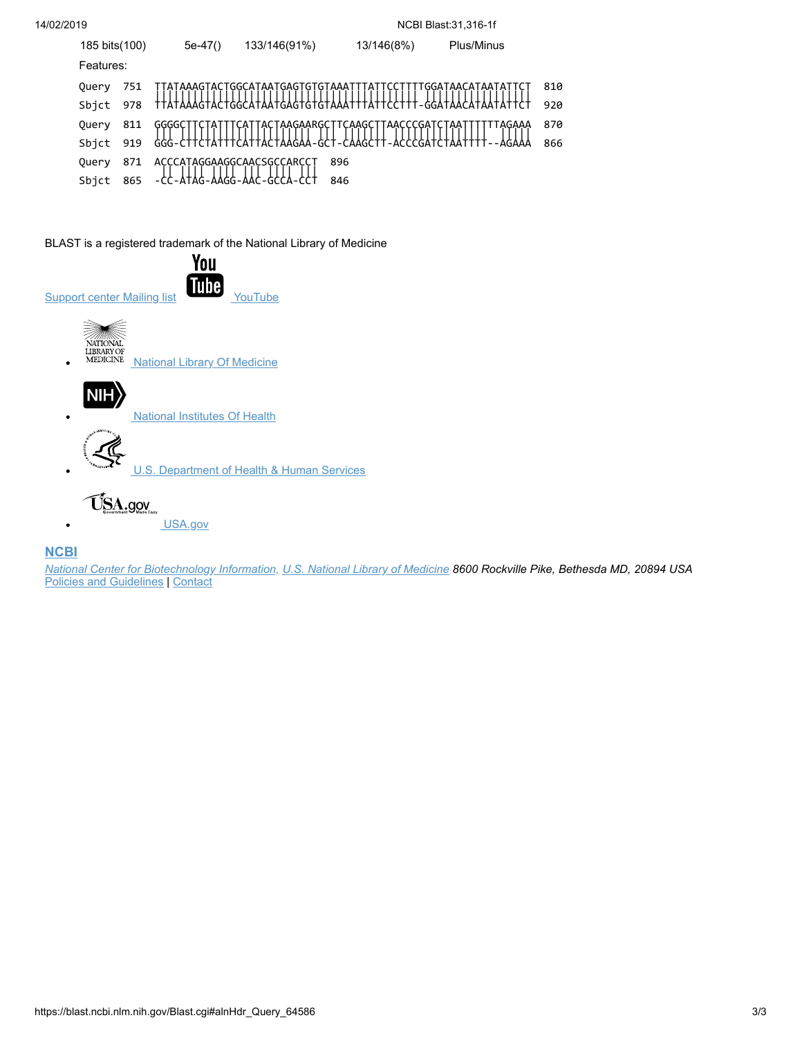| 185 bits(100) | 5e-47() | 133/146(91%) | 13/146(8%) | Plus/Minus |
|---|---|---|---|---|

Features:

```
Query  751   TTATAAAGTACTGGCATAATGAGTGTGTAAATTTATTCCTTTTGGATAACATAATATTCT  810
             |||||||||||||||||||||||||||||||||||||||||||| |||||||||||||||
Sbjct  978   TTATAAAGTACTGGCATAATGAGTGTGTAAATTTATTCCTTT-GGATAACATAATATTCT  920

Query  811   GGGGCTTCTATTTCATTACTAAGAARGCTTCAAGCTTAACCCGATCTAATTTTTTAGAAA  870
             ||| ||||||||||||||||||||| ||| ||||||| |||||||||||||||  |||||
Sbjct  919   GGG-CTTCTATTTCATTACTAAGAA-GCT-CAAGCTT-ACCCGATCTAATTTTT--AGAAA  866

Query  871   ACCCATAGGAAGGCAACSGCCARCCT  896
              || |||| |||| ||| |||| |||
Sbjct  865   -CC-ATAG-AAGG-AAC-GCCA-CCT  846
```

BLAST is a registered trademark of the National Library of Medicine

Support center Mailing list YouTube

- National Library Of Medicine
- National Institutes Of Health
- U.S. Department of Health & Human Services
- USA.gov

**NCBI**

*National Center for Biotechnology Information, U.S. National Library of Medicine 8600 Rockville Pike, Bethesda MD, 20894 USA*
Policies and Guidelines | Contact